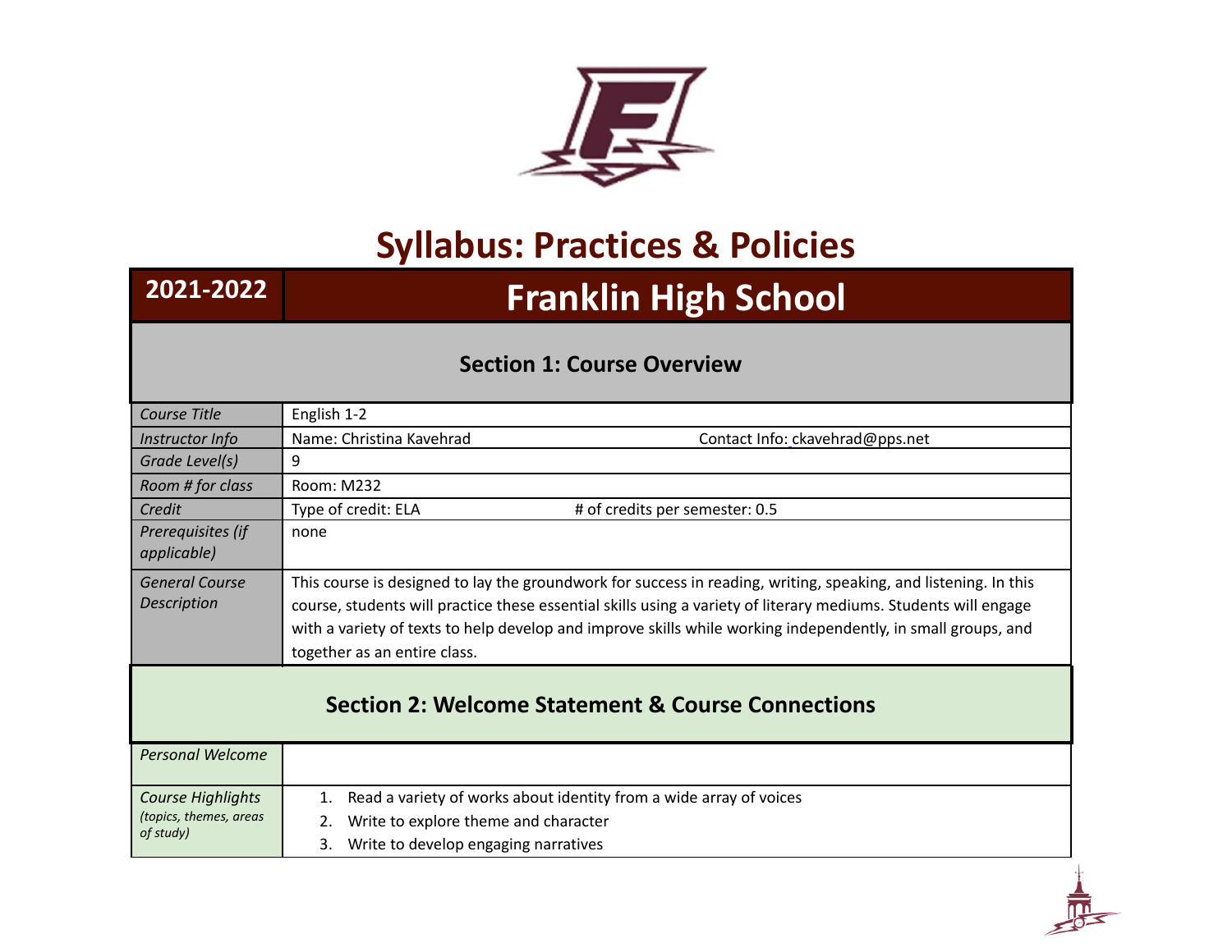# Syllabus: Practices & Policies

| 2021-2022 | Franklin High School |
|---|---|

## Section 1: Course Overview

| | |
|---|---|
| *Course Title* | English 1-2 |
| *Instructor Info* | Name: Christina Kavehrad Contact Info: ckavehrad@pps.net |
| *Grade Level(s)* | 9 |
| *Room # for class* | Room: M232 |
| *Credit* | Type of credit: ELA # of credits per semester: 0.5 |
| *Prerequisites (if applicable)* | none |
| *General Course Description* | This course is designed to lay the groundwork for success in reading, writing, speaking, and listening. In this course, students will practice these essential skills using a variety of literary mediums. Students will engage with a variety of texts to help develop and improve skills while working independently, in small groups, and together as an entire class. |

## Section 2: Welcome Statement & Course Connections

| | |
|---|---|
| *Personal Welcome* | |
| *Course Highlights (topics, themes, areas of study)* | 1. Read a variety of works about identity from a wide array of voices<br>2. Write to explore theme and character<br>3. Write to develop engaging narratives |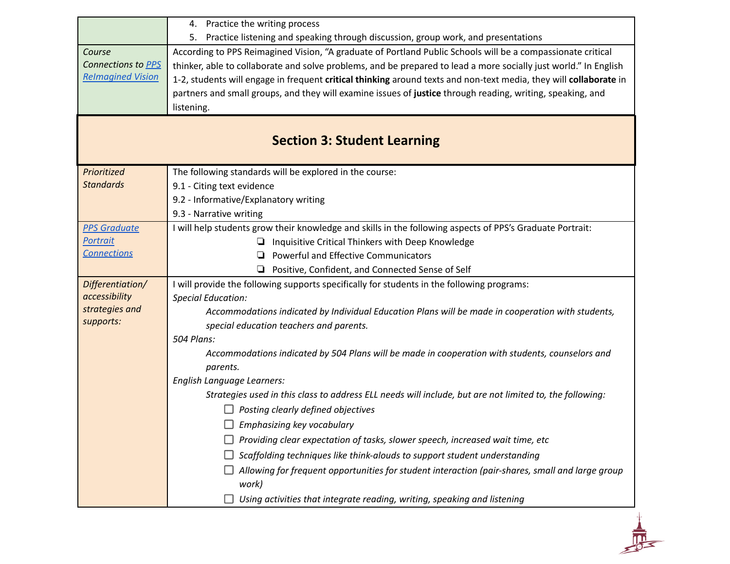|  |  |
|---|---|
|  | 4. Practice the writing process<br>5. Practice listening and speaking through discussion, group work, and presentations |
| *Course Connections to [PPS ReImagined Vision]()* | According to PPS Reimagined Vision, "A graduate of Portland Public Schools will be a compassionate critical thinker, able to collaborate and solve problems, and be prepared to lead a more socially just world." In English 1-2, students will engage in frequent **critical thinking** around texts and non-text media, they will **collaborate** in partners and small groups, and they will examine issues of **justice** through reading, writing, speaking, and listening. |

## Section 3: Student Learning

|  |  |
|---|---|
| *Prioritized Standards* | The following standards will be explored in the course:<br>9.1 - Citing text evidence<br>9.2 - Informative/Explanatory writing<br>9.3 - Narrative writing |
| *[PPS Graduate Portrait Connections]()* | I will help students grow their knowledge and skills in the following aspects of PPS's Graduate Portrait:<br>❏ Inquisitive Critical Thinkers with Deep Knowledge<br>❏ Powerful and Effective Communicators<br>❏ Positive, Confident, and Connected Sense of Self |
| *Differentiation/ accessibility strategies and supports:* | I will provide the following supports specifically for students in the following programs:<br>*Special Education:*<br>*Accommodations indicated by Individual Education Plans will be made in cooperation with students, special education teachers and parents.*<br>*504 Plans:*<br>*Accommodations indicated by 504 Plans will be made in cooperation with students, counselors and parents.*<br>*English Language Learners:*<br>*Strategies used in this class to address ELL needs will include, but are not limited to, the following:*<br>☐ *Posting clearly defined objectives*<br>☐ *Emphasizing key vocabulary*<br>☐ *Providing clear expectation of tasks, slower speech, increased wait time, etc*<br>☐ *Scaffolding techniques like think-alouds to support student understanding*<br>☐ *Allowing for frequent opportunities for student interaction (pair-shares, small and large group work)*<br>☐ *Using activities that integrate reading, writing, speaking and listening* |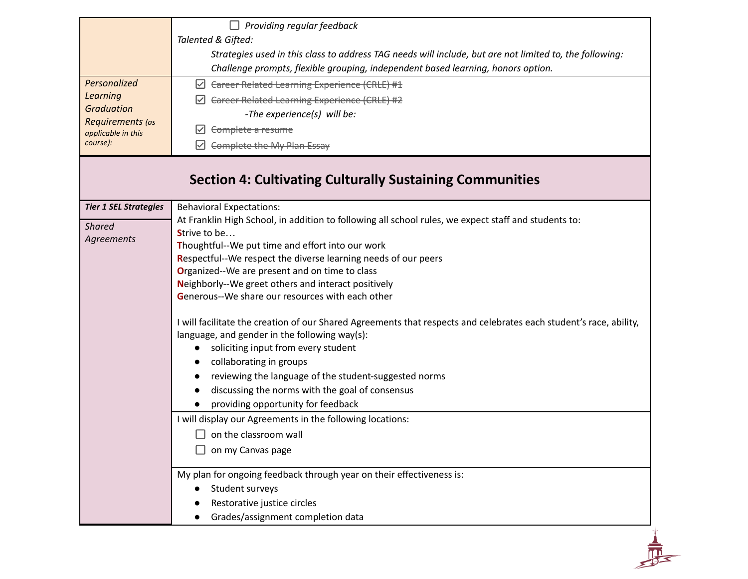| | |
|---|---|
| | ☐ *Providing regular feedback*<br>*Talented & Gifted:*<br>*Strategies used in this class to address TAG needs will include, but are not limited to, the following: Challenge prompts, flexible grouping, independent based learning, honors option.* |
| *Personalized Learning Graduation Requirements (as applicable in this course):* | ☑ ~~Career Related Learning Experience (CRLE) #1~~<br>☑ ~~Career Related Learning Experience (CRLE) #2~~<br>*-The experience(s) will be:*<br>☑ ~~Complete a resume~~<br>☑ ~~Complete the My Plan Essay~~ |

## Section 4: Cultivating Culturally Sustaining Communities

| | |
|---|---|
| ***Tier 1 SEL Strategies***<br><br>*Shared Agreements* | Behavioral Expectations:<br>At Franklin High School, in addition to following all school rules, we expect staff and students to:<br>**S**trive to be…<br>**T**houghtful--We put time and effort into our work<br>**R**espectful--We respect the diverse learning needs of our peers<br>**O**rganized--We are present and on time to class<br>**N**eighborly--We greet others and interact positively<br>**G**enerous--We share our resources with each other<br><br>I will facilitate the creation of our Shared Agreements that respects and celebrates each student's race, ability, language, and gender in the following way(s):<br>• soliciting input from every student<br>• collaborating in groups<br>• reviewing the language of the student-suggested norms<br>• discussing the norms with the goal of consensus<br>• providing opportunity for feedback |
| | I will display our Agreements in the following locations:<br>☐ on the classroom wall<br>☐ on my Canvas page |
| | My plan for ongoing feedback through year on their effectiveness is:<br>• Student surveys<br>• Restorative justice circles<br>• Grades/assignment completion data |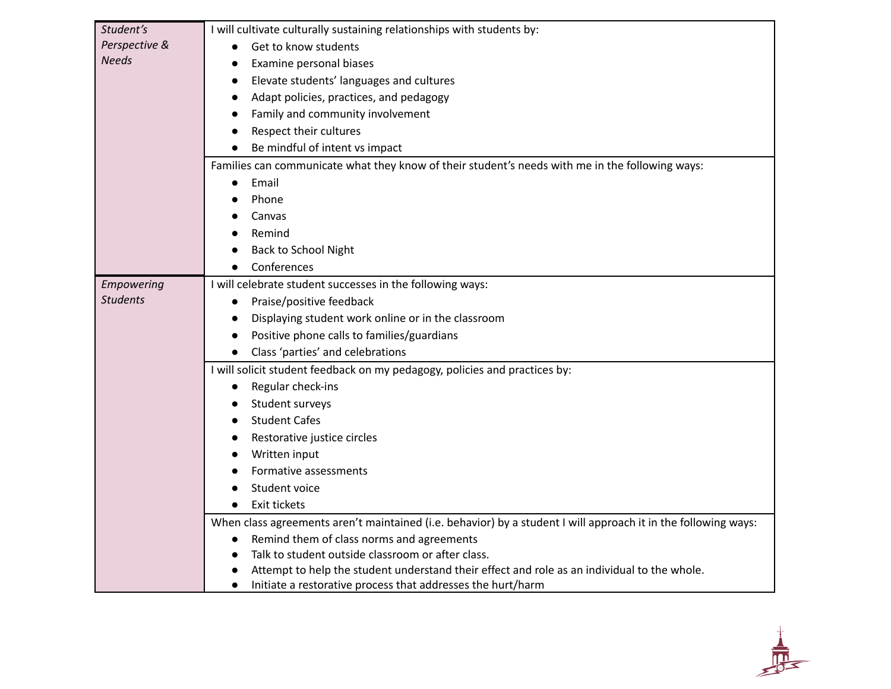| | |
|---|---|
| *Student's Perspective & Needs* | I will cultivate culturally sustaining relationships with students by:<br>• Get to know students<br>• Examine personal biases<br>• Elevate students' languages and cultures<br>• Adapt policies, practices, and pedagogy<br>• Family and community involvement<br>• Respect their cultures<br>• Be mindful of intent vs impact |
| | Families can communicate what they know of their student's needs with me in the following ways:<br>• Email<br>• Phone<br>• Canvas<br>• Remind<br>• Back to School Night<br>• Conferences |
| *Empowering Students* | I will celebrate student successes in the following ways:<br>• Praise/positive feedback<br>• Displaying student work online or in the classroom<br>• Positive phone calls to families/guardians<br>• Class 'parties' and celebrations |
| | I will solicit student feedback on my pedagogy, policies and practices by:<br>• Regular check-ins<br>• Student surveys<br>• Student Cafes<br>• Restorative justice circles<br>• Written input<br>• Formative assessments<br>• Student voice<br>• Exit tickets |
| | When class agreements aren't maintained (i.e. behavior) by a student I will approach it in the following ways:<br>• Remind them of class norms and agreements<br>• Talk to student outside classroom or after class.<br>• Attempt to help the student understand their effect and role as an individual to the whole.<br>• Initiate a restorative process that addresses the hurt/harm |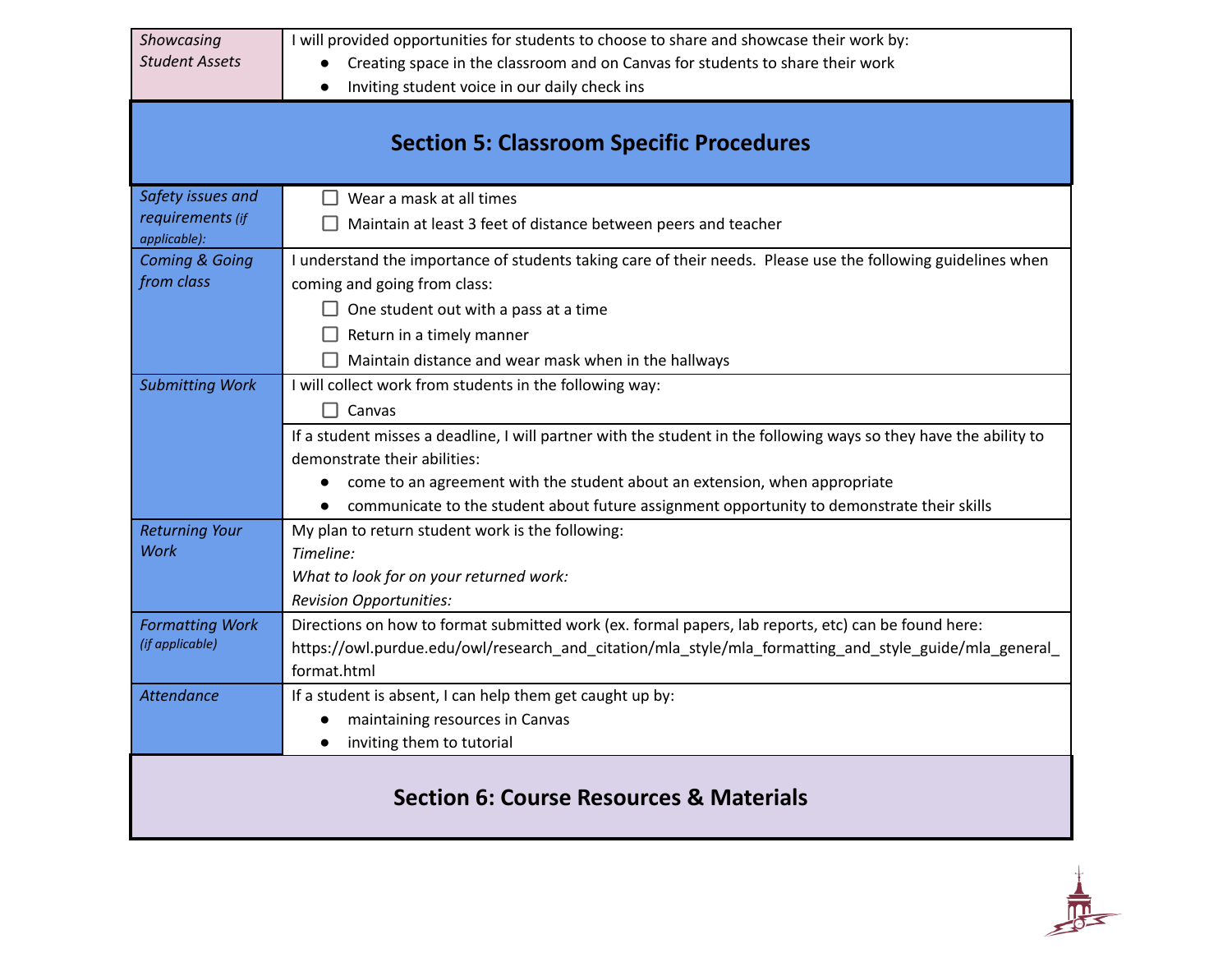| *Showcasing Student Assets* | I will provided opportunities for students to choose to share and showcase their work by:<br>● Creating space in the classroom and on Canvas for students to share their work<br>● Inviting student voice in our daily check ins |
|---|---|

## Section 5: Classroom Specific Procedures

| | |
|---|---|
| *Safety issues and requirements (if applicable):* | ☐ Wear a mask at all times<br>☐ Maintain at least 3 feet of distance between peers and teacher |
| *Coming & Going from class* | I understand the importance of students taking care of their needs. Please use the following guidelines when coming and going from class:<br>☐ One student out with a pass at a time<br>☐ Return in a timely manner<br>☐ Maintain distance and wear mask when in the hallways |
| *Submitting Work* | I will collect work from students in the following way:<br>☐ Canvas |
| | If a student misses a deadline, I will partner with the student in the following ways so they have the ability to demonstrate their abilities:<br>● come to an agreement with the student about an extension, when appropriate<br>● communicate to the student about future assignment opportunity to demonstrate their skills |
| *Returning Your Work* | My plan to return student work is the following:<br>*Timeline:*<br>*What to look for on your returned work:*<br>*Revision Opportunities:* |
| *Formatting Work (if applicable)* | Directions on how to format submitted work (ex. formal papers, lab reports, etc) can be found here: https://owl.purdue.edu/owl/research_and_citation/mla_style/mla_formatting_and_style_guide/mla_general_format.html |
| *Attendance* | If a student is absent, I can help them get caught up by:<br>● maintaining resources in Canvas<br>● inviting them to tutorial |

## Section 6: Course Resources & Materials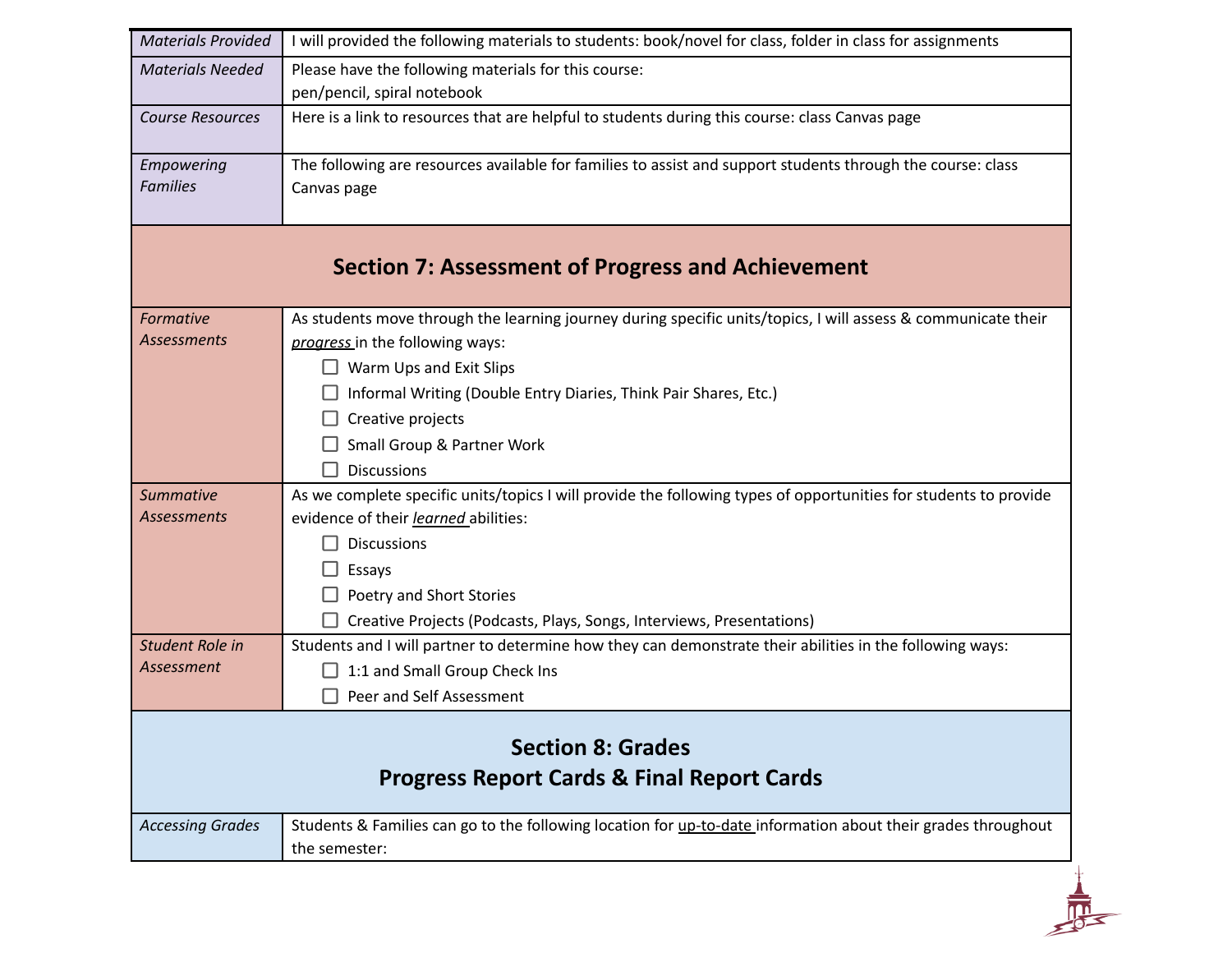| | |
|---|---|
| *Materials Provided* | I will provided the following materials to students: book/novel for class, folder in class for assignments |
| *Materials Needed* | Please have the following materials for this course:<br>pen/pencil, spiral notebook |
| *Course Resources* | Here is a link to resources that are helpful to students during this course: class Canvas page |
| *Empowering Families* | The following are resources available for families to assist and support students through the course: class Canvas page |

## Section 7: Assessment of Progress and Achievement

| | |
|---|---|
| *Formative Assessments* | As students move through the learning journey during specific units/topics, I will assess & communicate their ***progress*** in the following ways:<br>☐ Warm Ups and Exit Slips<br>☐ Informal Writing (Double Entry Diaries, Think Pair Shares, Etc.)<br>☐ Creative projects<br>☐ Small Group & Partner Work<br>☐ Discussions |
| *Summative Assessments* | As we complete specific units/topics I will provide the following types of opportunities for students to provide evidence of their ***learned*** abilities:<br>☐ Discussions<br>☐ Essays<br>☐ Poetry and Short Stories<br>☐ Creative Projects (Podcasts, Plays, Songs, Interviews, Presentations) |
| *Student Role in Assessment* | Students and I will partner to determine how they can demonstrate their abilities in the following ways:<br>☐ 1:1 and Small Group Check Ins<br>☐ Peer and Self Assessment |

## Section 8: Grades
## Progress Report Cards & Final Report Cards

| | |
|---|---|
| *Accessing Grades* | Students & Families can go to the following location for up-to-date information about their grades throughout the semester: |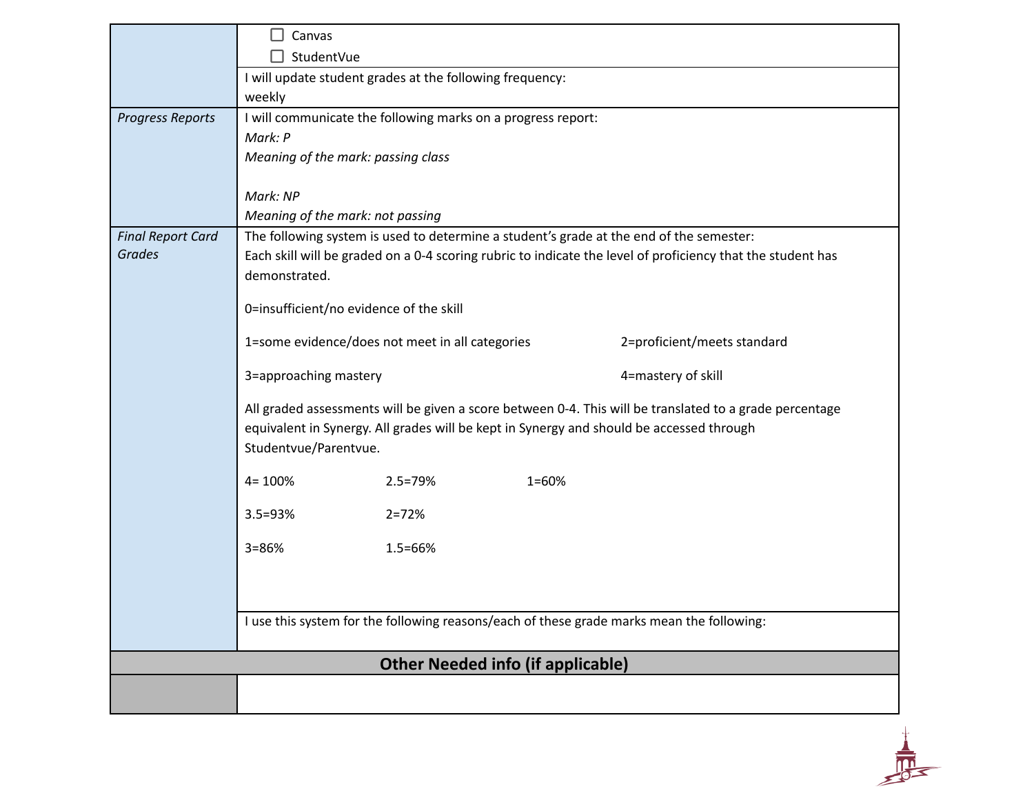| | |
|---|---|
| | ☐ Canvas<br>☐ StudentVue |
| | I will update student grades at the following frequency:<br>weekly |
| *Progress Reports* | I will communicate the following marks on a progress report:<br>*Mark: P*<br>*Meaning of the mark: passing class*<br><br>*Mark: NP*<br>*Meaning of the mark: not passing* |
| *Final Report Card Grades* | The following system is used to determine a student's grade at the end of the semester:<br>Each skill will be graded on a 0-4 scoring rubric to indicate the level of proficiency that the student has demonstrated.<br><br>0=insufficient/no evidence of the skill<br><br>1=some evidence/does not meet in all categories<br>2=proficient/meets standard<br><br>3=approaching mastery<br>4=mastery of skill<br><br>All graded assessments will be given a score between 0-4. This will be translated to a grade percentage equivalent in Synergy. All grades will be kept in Synergy and should be accessed through Studentvue/Parentvue.<br><br>4= 100% &nbsp;&nbsp; 2.5=79% &nbsp;&nbsp; 1=60%<br><br>3.5=93% &nbsp;&nbsp; 2=72%<br><br>3=86% &nbsp;&nbsp; 1.5=66% |
| | I use this system for the following reasons/each of these grade marks mean the following: |

## Other Needed info (if applicable)

| | |
|---|---|
| | |